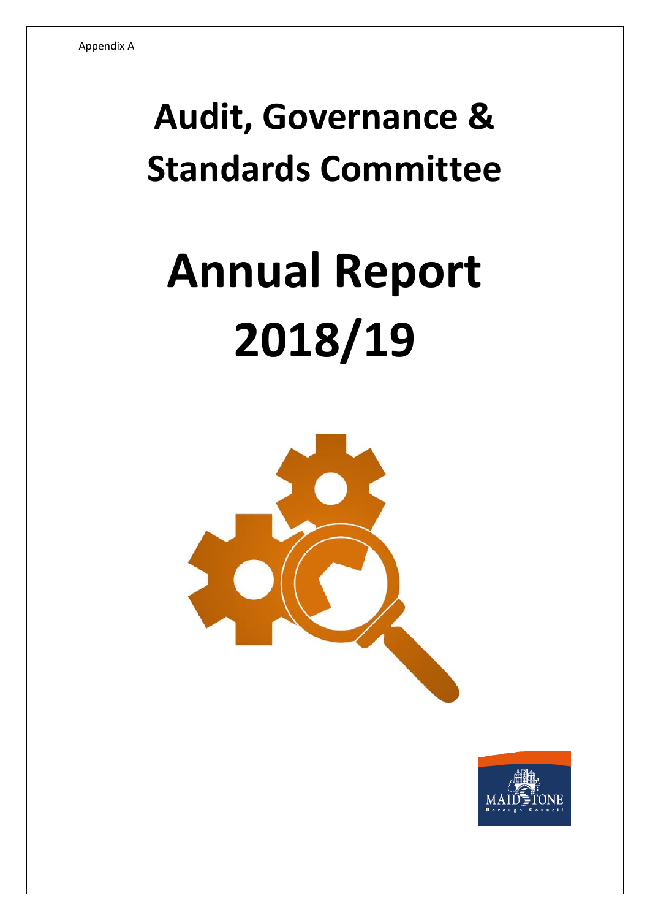Appendix A

# Audit, Governance & Standards Committee

# Annual Report 2018/19

MAIDSTONE Borough Council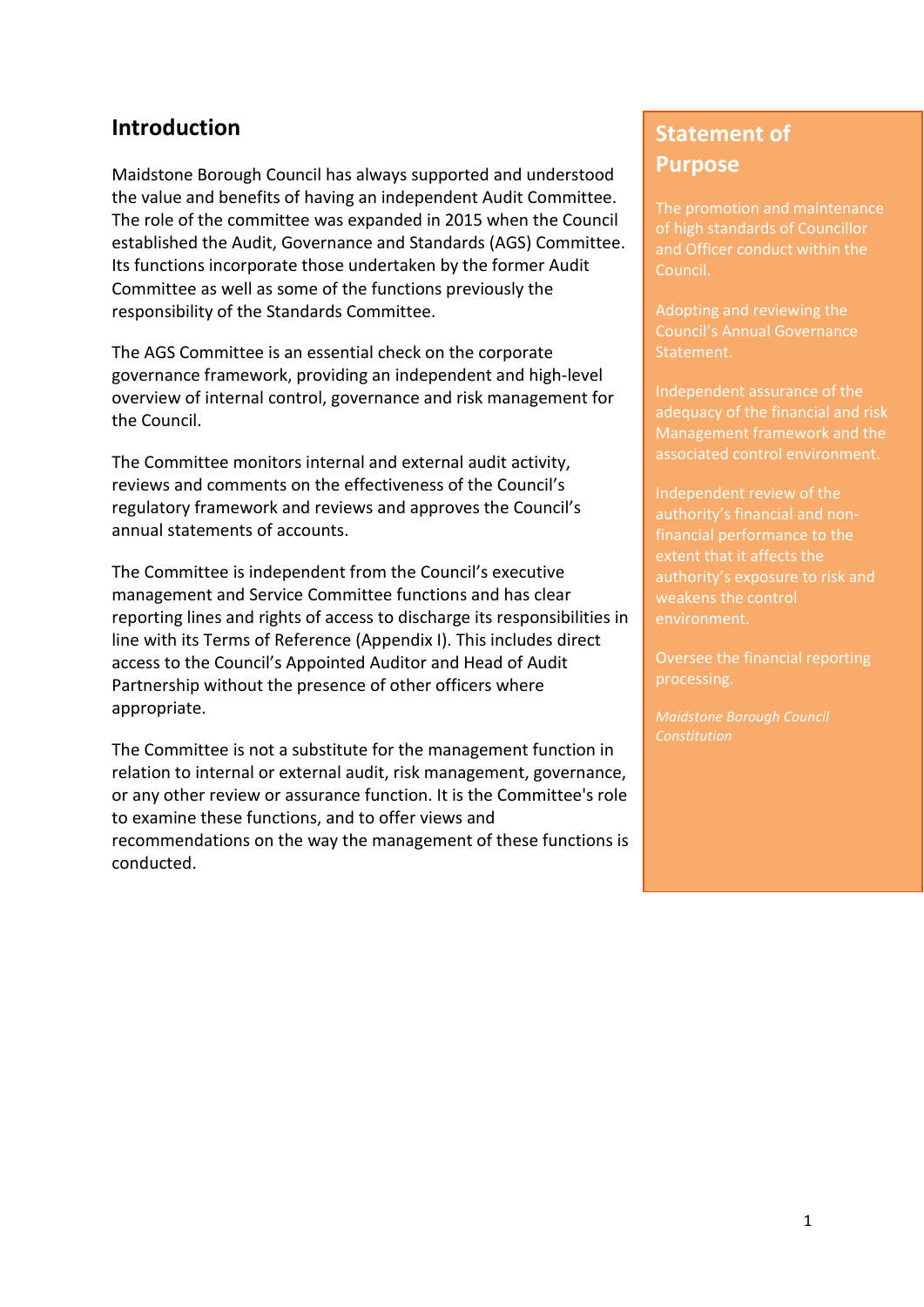## Introduction

Maidstone Borough Council has always supported and understood the value and benefits of having an independent Audit Committee. The role of the committee was expanded in 2015 when the Council established the Audit, Governance and Standards (AGS) Committee. Its functions incorporate those undertaken by the former Audit Committee as well as some of the functions previously the responsibility of the Standards Committee.

The AGS Committee is an essential check on the corporate governance framework, providing an independent and high-level overview of internal control, governance and risk management for the Council.

The Committee monitors internal and external audit activity, reviews and comments on the effectiveness of the Council's regulatory framework and reviews and approves the Council's annual statements of accounts.

The Committee is independent from the Council's executive management and Service Committee functions and has clear reporting lines and rights of access to discharge its responsibilities in line with its Terms of Reference (Appendix I). This includes direct access to the Council's Appointed Auditor and Head of Audit Partnership without the presence of other officers where appropriate.

The Committee is not a substitute for the management function in relation to internal or external audit, risk management, governance, or any other review or assurance function. It is the Committee's role to examine these functions, and to offer views and recommendations on the way the management of these functions is conducted.

## Statement of Purpose

The promotion and maintenance of high standards of Councillor and Officer conduct within the Council.

Adopting and reviewing the Council's Annual Governance Statement.

Independent assurance of the adequacy of the financial and risk Management framework and the associated control environment.

Independent review of the authority's financial and non-financial performance to the extent that it affects the authority's exposure to risk and weakens the control environment.

Oversee the financial reporting processing.

*Maidstone Borough Council Constitution*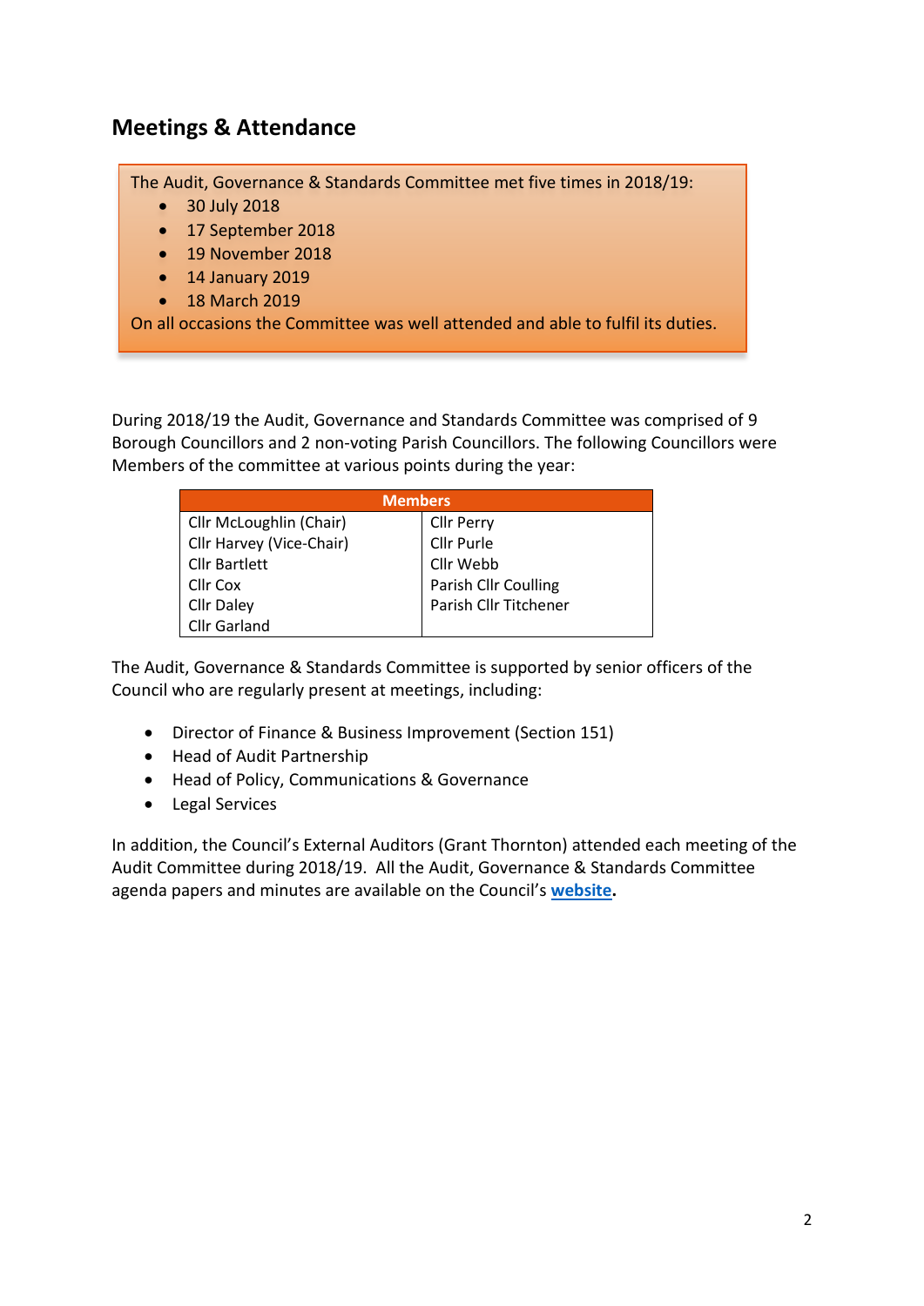## Meetings & Attendance

The Audit, Governance & Standards Committee met five times in 2018/19:

- 30 July 2018
- 17 September 2018
- 19 November 2018
- 14 January 2019
- 18 March 2019

On all occasions the Committee was well attended and able to fulfil its duties.

During 2018/19 the Audit, Governance and Standards Committee was comprised of 9 Borough Councillors and 2 non-voting Parish Councillors. The following Councillors were Members of the committee at various points during the year:

| Members | |
|---|---|
| Cllr McLoughlin (Chair) | Cllr Perry |
| Cllr Harvey (Vice-Chair) | Cllr Purle |
| Cllr Bartlett | Cllr Webb |
| Cllr Cox | Parish Cllr Coulling |
| Cllr Daley | Parish Cllr Titchener |
| Cllr Garland | |

The Audit, Governance & Standards Committee is supported by senior officers of the Council who are regularly present at meetings, including:

- Director of Finance & Business Improvement (Section 151)
- Head of Audit Partnership
- Head of Policy, Communications & Governance
- Legal Services

In addition, the Council's External Auditors (Grant Thornton) attended each meeting of the Audit Committee during 2018/19. All the Audit, Governance & Standards Committee agenda papers and minutes are available on the Council's **website**.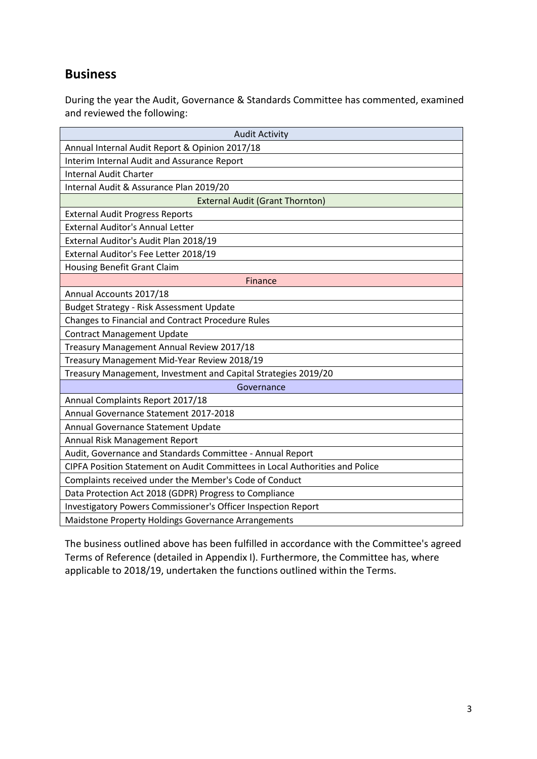## Business

During the year the Audit, Governance & Standards Committee has commented, examined and reviewed the following:

| Audit Activity |
|---|
| Annual Internal Audit Report & Opinion 2017/18 |
| Interim Internal Audit and Assurance Report |
| Internal Audit Charter |
| Internal Audit & Assurance Plan 2019/20 |
| **External Audit (Grant Thornton)** |
| External Audit Progress Reports |
| External Auditor's Annual Letter |
| External Auditor's Audit Plan 2018/19 |
| External Auditor's Fee Letter 2018/19 |
| Housing Benefit Grant Claim |
| **Finance** |
| Annual Accounts 2017/18 |
| Budget Strategy - Risk Assessment Update |
| Changes to Financial and Contract Procedure Rules |
| Contract Management Update |
| Treasury Management Annual Review 2017/18 |
| Treasury Management Mid-Year Review 2018/19 |
| Treasury Management, Investment and Capital Strategies 2019/20 |
| **Governance** |
| Annual Complaints Report 2017/18 |
| Annual Governance Statement 2017-2018 |
| Annual Governance Statement Update |
| Annual Risk Management Report |
| Audit, Governance and Standards Committee - Annual Report |
| CIPFA Position Statement on Audit Committees in Local Authorities and Police |
| Complaints received under the Member's Code of Conduct |
| Data Protection Act 2018 (GDPR) Progress to Compliance |
| Investigatory Powers Commissioner's Officer Inspection Report |
| Maidstone Property Holdings Governance Arrangements |

The business outlined above has been fulfilled in accordance with the Committee's agreed Terms of Reference (detailed in Appendix I). Furthermore, the Committee has, where applicable to 2018/19, undertaken the functions outlined within the Terms.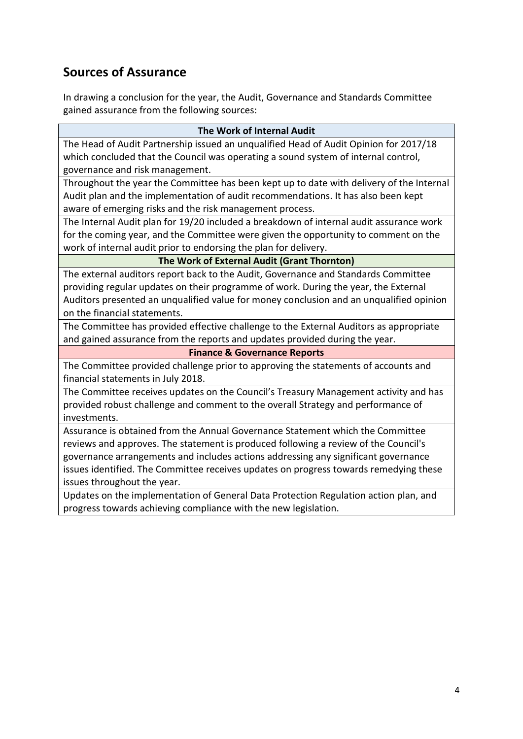## Sources of Assurance

In drawing a conclusion for the year, the Audit, Governance and Standards Committee gained assurance from the following sources:

| **The Work of Internal Audit** |
|---|
| The Head of Audit Partnership issued an unqualified Head of Audit Opinion for 2017/18 which concluded that the Council was operating a sound system of internal control, governance and risk management. |
| Throughout the year the Committee has been kept up to date with delivery of the Internal Audit plan and the implementation of audit recommendations. It has also been kept aware of emerging risks and the risk management process. |
| The Internal Audit plan for 19/20 included a breakdown of internal audit assurance work for the coming year, and the Committee were given the opportunity to comment on the work of internal audit prior to endorsing the plan for delivery. |
| **The Work of External Audit (Grant Thornton)** |
| The external auditors report back to the Audit, Governance and Standards Committee providing regular updates on their programme of work. During the year, the External Auditors presented an unqualified value for money conclusion and an unqualified opinion on the financial statements. |
| The Committee has provided effective challenge to the External Auditors as appropriate and gained assurance from the reports and updates provided during the year. |
| **Finance & Governance Reports** |
| The Committee provided challenge prior to approving the statements of accounts and financial statements in July 2018. |
| The Committee receives updates on the Council's Treasury Management activity and has provided robust challenge and comment to the overall Strategy and performance of investments. |
| Assurance is obtained from the Annual Governance Statement which the Committee reviews and approves. The statement is produced following a review of the Council's governance arrangements and includes actions addressing any significant governance issues identified. The Committee receives updates on progress towards remedying these issues throughout the year. |
| Updates on the implementation of General Data Protection Regulation action plan, and progress towards achieving compliance with the new legislation. |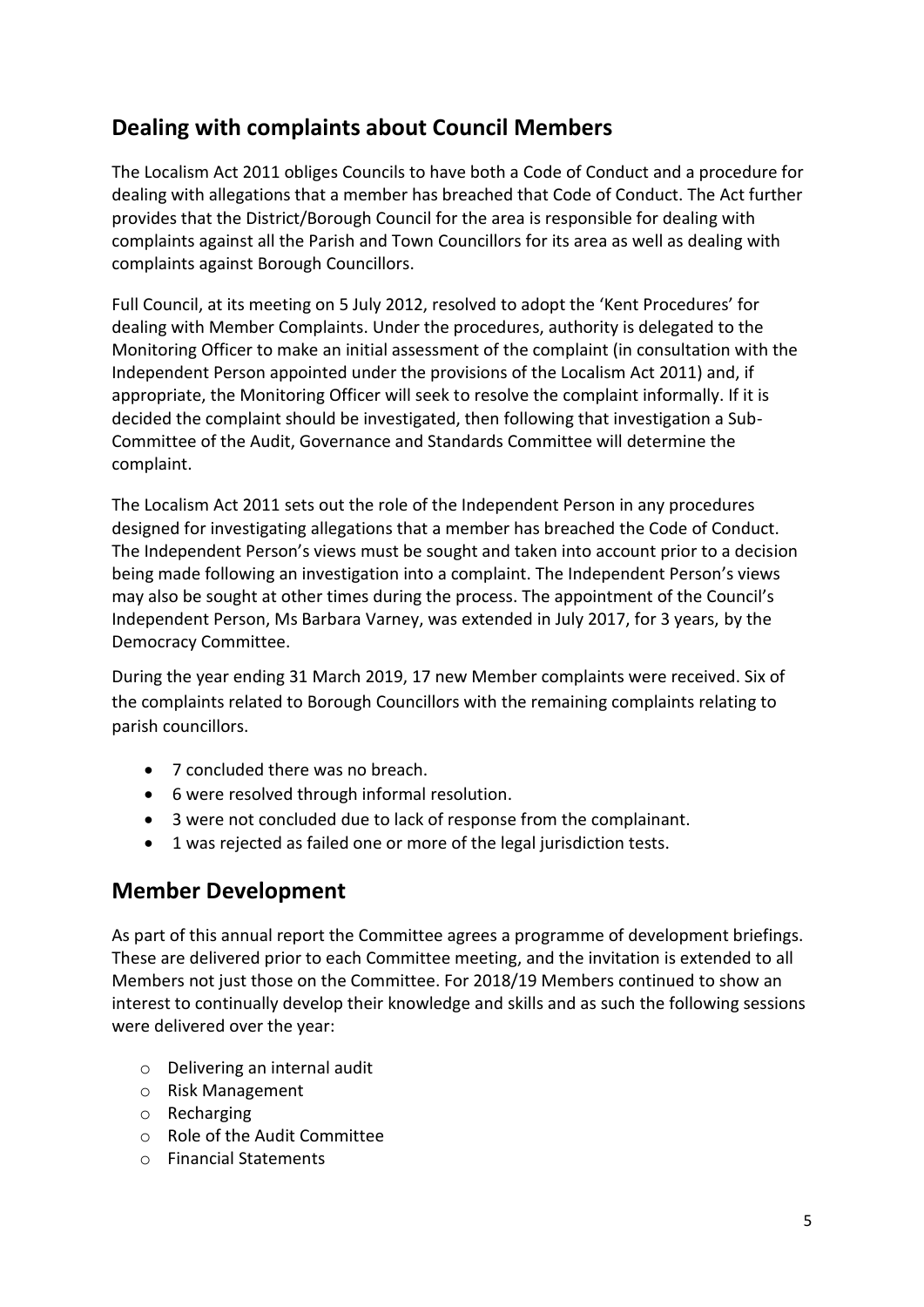## Dealing with complaints about Council Members

The Localism Act 2011 obliges Councils to have both a Code of Conduct and a procedure for dealing with allegations that a member has breached that Code of Conduct. The Act further provides that the District/Borough Council for the area is responsible for dealing with complaints against all the Parish and Town Councillors for its area as well as dealing with complaints against Borough Councillors.

Full Council, at its meeting on 5 July 2012, resolved to adopt the 'Kent Procedures' for dealing with Member Complaints. Under the procedures, authority is delegated to the Monitoring Officer to make an initial assessment of the complaint (in consultation with the Independent Person appointed under the provisions of the Localism Act 2011) and, if appropriate, the Monitoring Officer will seek to resolve the complaint informally. If it is decided the complaint should be investigated, then following that investigation a Sub-Committee of the Audit, Governance and Standards Committee will determine the complaint.

The Localism Act 2011 sets out the role of the Independent Person in any procedures designed for investigating allegations that a member has breached the Code of Conduct. The Independent Person's views must be sought and taken into account prior to a decision being made following an investigation into a complaint. The Independent Person's views may also be sought at other times during the process. The appointment of the Council's Independent Person, Ms Barbara Varney, was extended in July 2017, for 3 years, by the Democracy Committee.

During the year ending 31 March 2019, 17 new Member complaints were received. Six of the complaints related to Borough Councillors with the remaining complaints relating to parish councillors.

- 7 concluded there was no breach.
- 6 were resolved through informal resolution.
- 3 were not concluded due to lack of response from the complainant.
- 1 was rejected as failed one or more of the legal jurisdiction tests.

## Member Development

As part of this annual report the Committee agrees a programme of development briefings. These are delivered prior to each Committee meeting, and the invitation is extended to all Members not just those on the Committee. For 2018/19 Members continued to show an interest to continually develop their knowledge and skills and as such the following sessions were delivered over the year:

- Delivering an internal audit
- Risk Management
- Recharging
- Role of the Audit Committee
- Financial Statements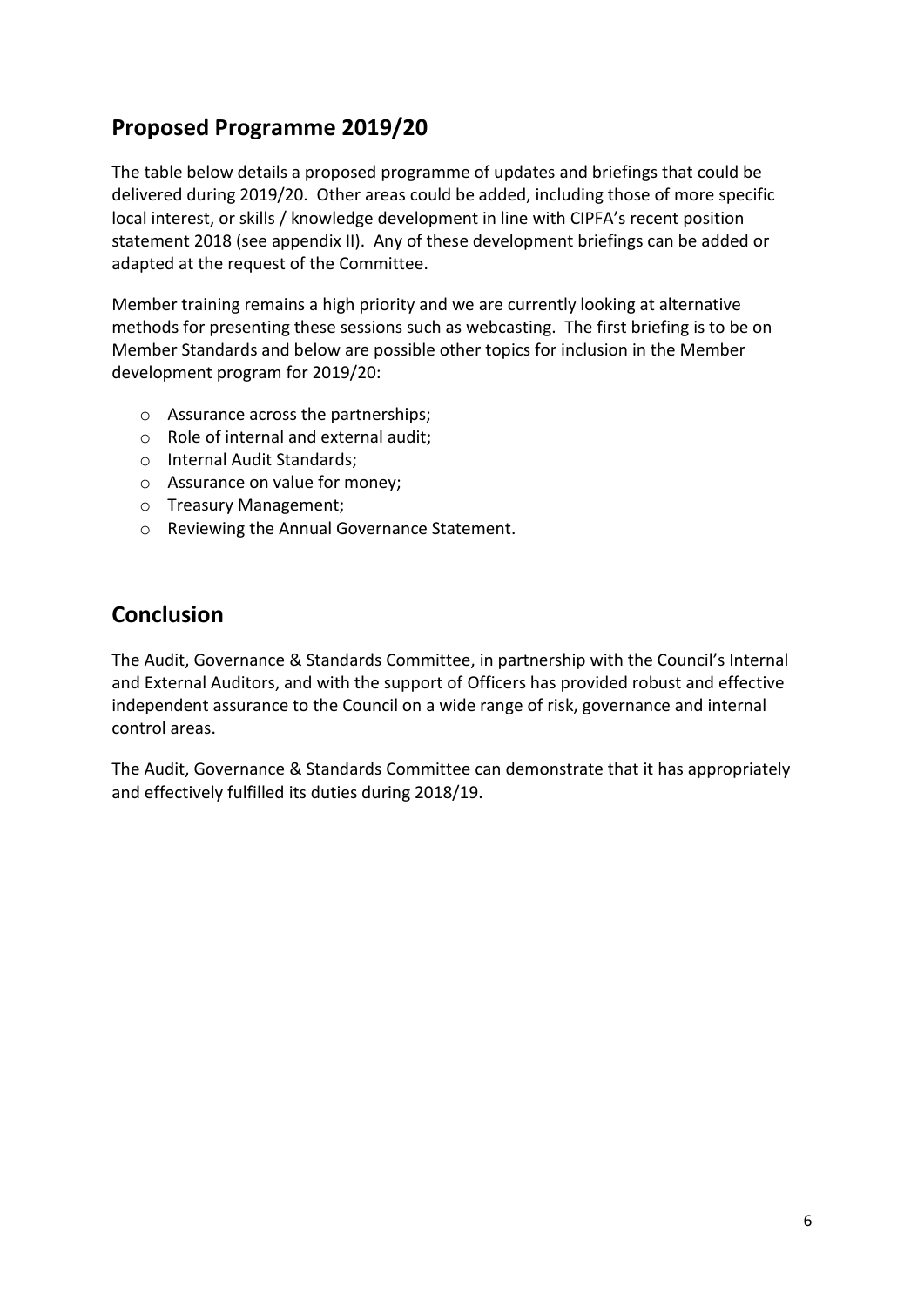## Proposed Programme 2019/20

The table below details a proposed programme of updates and briefings that could be delivered during 2019/20. Other areas could be added, including those of more specific local interest, or skills / knowledge development in line with CIPFA's recent position statement 2018 (see appendix II). Any of these development briefings can be added or adapted at the request of the Committee.

Member training remains a high priority and we are currently looking at alternative methods for presenting these sessions such as webcasting. The first briefing is to be on Member Standards and below are possible other topics for inclusion in the Member development program for 2019/20:

- Assurance across the partnerships;
- Role of internal and external audit;
- Internal Audit Standards;
- Assurance on value for money;
- Treasury Management;
- Reviewing the Annual Governance Statement.

## Conclusion

The Audit, Governance & Standards Committee, in partnership with the Council's Internal and External Auditors, and with the support of Officers has provided robust and effective independent assurance to the Council on a wide range of risk, governance and internal control areas.

The Audit, Governance & Standards Committee can demonstrate that it has appropriately and effectively fulfilled its duties during 2018/19.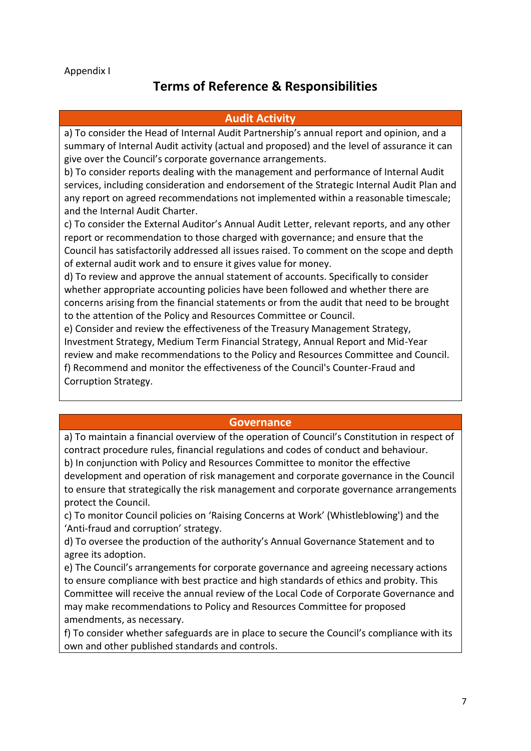Appendix I

# Terms of Reference & Responsibilities

## Audit Activity

a) To consider the Head of Internal Audit Partnership's annual report and opinion, and a summary of Internal Audit activity (actual and proposed) and the level of assurance it can give over the Council's corporate governance arrangements.

b) To consider reports dealing with the management and performance of Internal Audit services, including consideration and endorsement of the Strategic Internal Audit Plan and any report on agreed recommendations not implemented within a reasonable timescale; and the Internal Audit Charter.

c) To consider the External Auditor's Annual Audit Letter, relevant reports, and any other report or recommendation to those charged with governance; and ensure that the Council has satisfactorily addressed all issues raised. To comment on the scope and depth of external audit work and to ensure it gives value for money.

d) To review and approve the annual statement of accounts. Specifically to consider whether appropriate accounting policies have been followed and whether there are concerns arising from the financial statements or from the audit that need to be brought to the attention of the Policy and Resources Committee or Council.

e) Consider and review the effectiveness of the Treasury Management Strategy, Investment Strategy, Medium Term Financial Strategy, Annual Report and Mid-Year review and make recommendations to the Policy and Resources Committee and Council.

f) Recommend and monitor the effectiveness of the Council's Counter-Fraud and Corruption Strategy.

## Governance

a) To maintain a financial overview of the operation of Council's Constitution in respect of contract procedure rules, financial regulations and codes of conduct and behaviour.

b) In conjunction with Policy and Resources Committee to monitor the effective development and operation of risk management and corporate governance in the Council to ensure that strategically the risk management and corporate governance arrangements protect the Council.

c) To monitor Council policies on 'Raising Concerns at Work' (Whistleblowing') and the 'Anti-fraud and corruption' strategy.

d) To oversee the production of the authority's Annual Governance Statement and to agree its adoption.

e) The Council's arrangements for corporate governance and agreeing necessary actions to ensure compliance with best practice and high standards of ethics and probity. This Committee will receive the annual review of the Local Code of Corporate Governance and may make recommendations to Policy and Resources Committee for proposed amendments, as necessary.

f) To consider whether safeguards are in place to secure the Council's compliance with its own and other published standards and controls.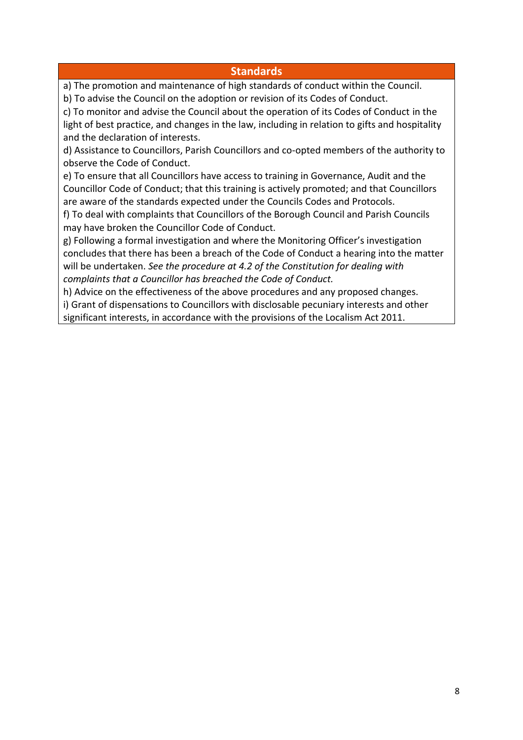## Standards

a) The promotion and maintenance of high standards of conduct within the Council.
b) To advise the Council on the adoption or revision of its Codes of Conduct.
c) To monitor and advise the Council about the operation of its Codes of Conduct in the light of best practice, and changes in the law, including in relation to gifts and hospitality and the declaration of interests.
d) Assistance to Councillors, Parish Councillors and co-opted members of the authority to observe the Code of Conduct.
e) To ensure that all Councillors have access to training in Governance, Audit and the Councillor Code of Conduct; that this training is actively promoted; and that Councillors are aware of the standards expected under the Councils Codes and Protocols.
f) To deal with complaints that Councillors of the Borough Council and Parish Councils may have broken the Councillor Code of Conduct.
g) Following a formal investigation and where the Monitoring Officer's investigation concludes that there has been a breach of the Code of Conduct a hearing into the matter will be undertaken. *See the procedure at 4.2 of the Constitution for dealing with complaints that a Councillor has breached the Code of Conduct.*
h) Advice on the effectiveness of the above procedures and any proposed changes.
i) Grant of dispensations to Councillors with disclosable pecuniary interests and other significant interests, in accordance with the provisions of the Localism Act 2011.